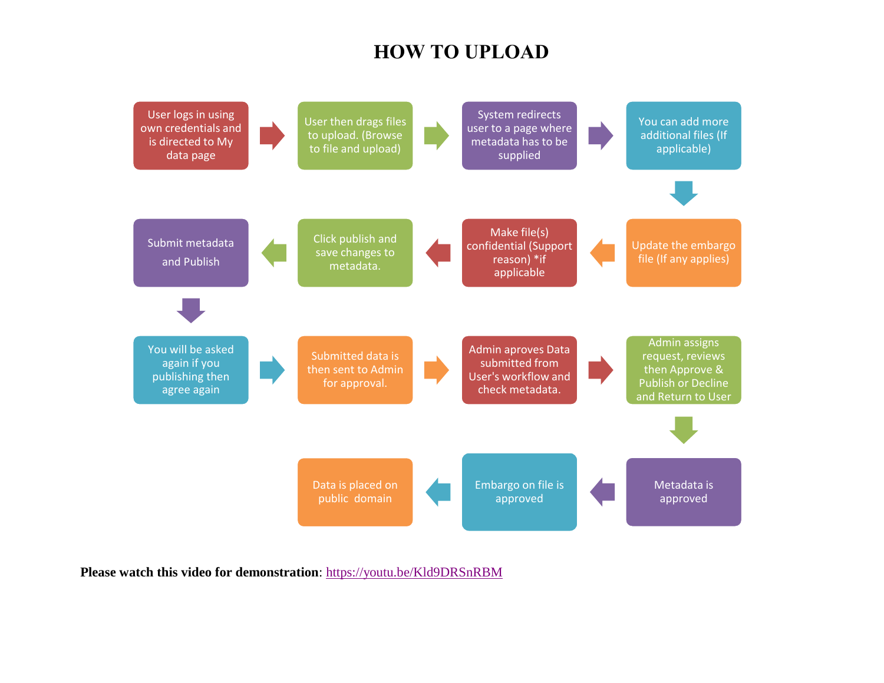# HOW TO UPLOAD

1. User logs in using own credentials and is directed to My data page
2. User then drags files to upload. (Browse to file and upload)
3. System redirects user to a page where metadata has to be supplied
4. You can add more additional files (If applicable)
5. Update the embargo file (If any applies)
6. Make file(s) confidential (Support reason) *if applicable
7. Click publish and save changes to metadata.
8. Submit metadata and Publish
9. You will be asked again if you publishing then agree again
10. Submitted data is then sent to Admin for approval.
11. Admin aproves Data submitted from User's workflow and check metadata.
12. Admin assigns request, reviews then Approve & Publish or Decline and Return to User
13. Metadata is approved
14. Embargo on file is approved
15. Data is placed on public domain

**Please watch this video for demonstration**: https://youtu.be/Kld9DRSnRBM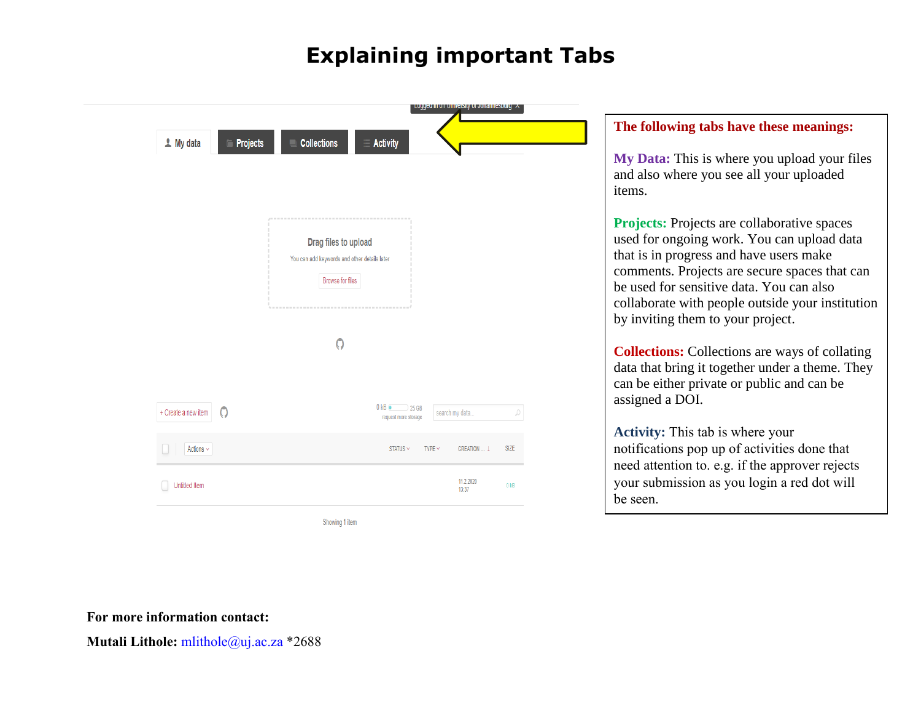# Explaining important Tabs

**The following tabs have these meanings:**

**My Data:** This is where you upload your files and also where you see all your uploaded items.

**Projects:** Projects are collaborative spaces used for ongoing work. You can upload data that is in progress and have users make comments. Projects are secure spaces that can be used for sensitive data. You can also collaborate with people outside your institution by inviting them to your project.

**Collections:** Collections are ways of collating data that bring it together under a theme. They can be either private or public and can be assigned a DOI.

**Activity:** This tab is where your notifications pop up of activities done that need attention to. e.g. if the approver rejects your submission as you login a red dot will be seen.

**For more information contact:**

**Mutali Lithole:** mlithole@uj.ac.za *2688